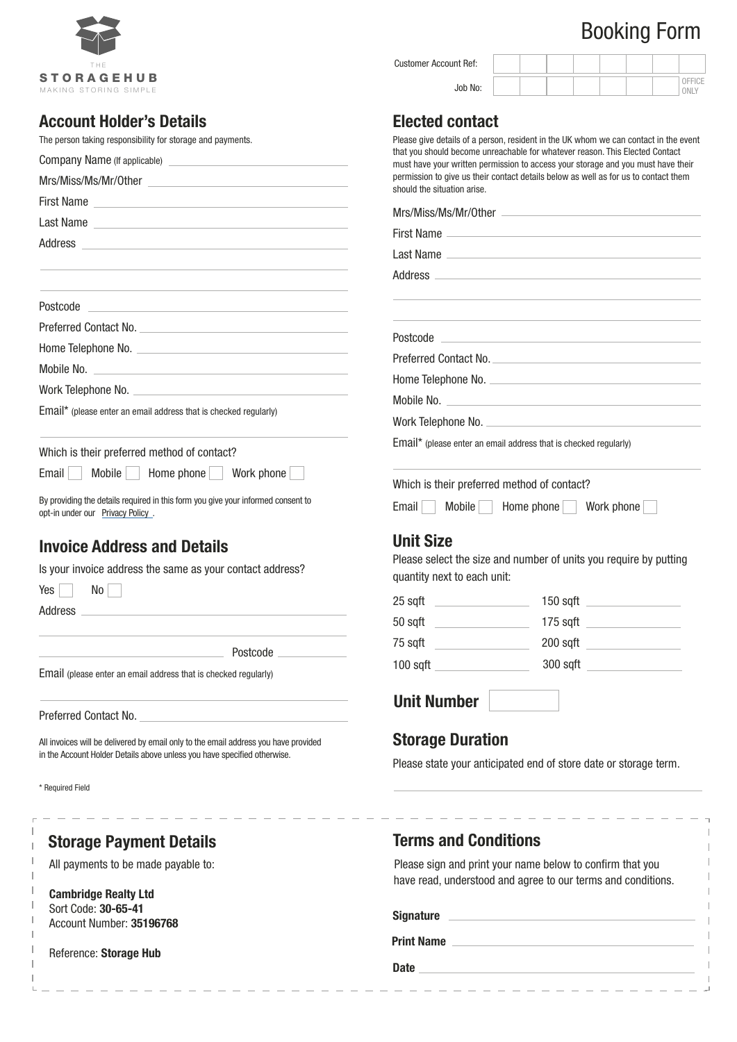THE
**STORAGEHUB**
MAKING STORING SIMPLE

# Booking Form

Customer Account Ref:

Job No: OFFICE ONLY

## Account Holder's Details

The person taking responsibility for storage and payments.

Company Name (If applicable)

Mrs/Miss/Ms/Mr/Other

First Name

Last Name

Address

Postcode

Preferred Contact No.

Home Telephone No.

Mobile No.

Work Telephone No.

Email* (please enter an email address that is checked regularly)

Which is their preferred method of contact?

Email ☐ Mobile ☐ Home phone ☐ Work phone ☐

By providing the details required in this form you give your informed consent to opt-in under our Privacy Policy .

## Invoice Address and Details

Is your invoice address the same as your contact address?

Yes ☐ No ☐

Address

Postcode

Email (please enter an email address that is checked regularly)

Preferred Contact No.

All invoices will be delivered by email only to the email address you have provided in the Account Holder Details above unless you have specified otherwise.

* Required Field

## Elected contact

Please give details of a person, resident in the UK whom we can contact in the event that you should become unreachable for whatever reason. This Elected Contact must have your written permission to access your storage and you must have their permission to give us their contact details below as well as for us to contact them should the situation arise.

Mrs/Miss/Ms/Mr/Other

First Name

Last Name

Address

Postcode

Preferred Contact No.

Home Telephone No.

Mobile No.

Work Telephone No.

Email* (please enter an email address that is checked regularly)

Which is their preferred method of contact?

Email ☐ Mobile ☐ Home phone ☐ Work phone ☐

## Unit Size

Please select the size and number of units you require by putting quantity next to each unit:

| | | | |
|---|---|---|---|
| 25 sqft | | 150 sqft | |
| 50 sqft | | 175 sqft | |
| 75 sqft | | 200 sqft | |
| 100 sqft | | 300 sqft | |

## Unit Number

## Storage Duration

Please state your anticipated end of store date or storage term.

## Storage Payment Details

All payments to be made payable to:

**Cambridge Realty Ltd**
Sort Code: **30-65-41**
Account Number: **35196768**

Reference: **Storage Hub**

## Terms and Conditions

Please sign and print your name below to confirm that you have read, understood and agree to our terms and conditions.

**Signature**

**Print Name**

**Date**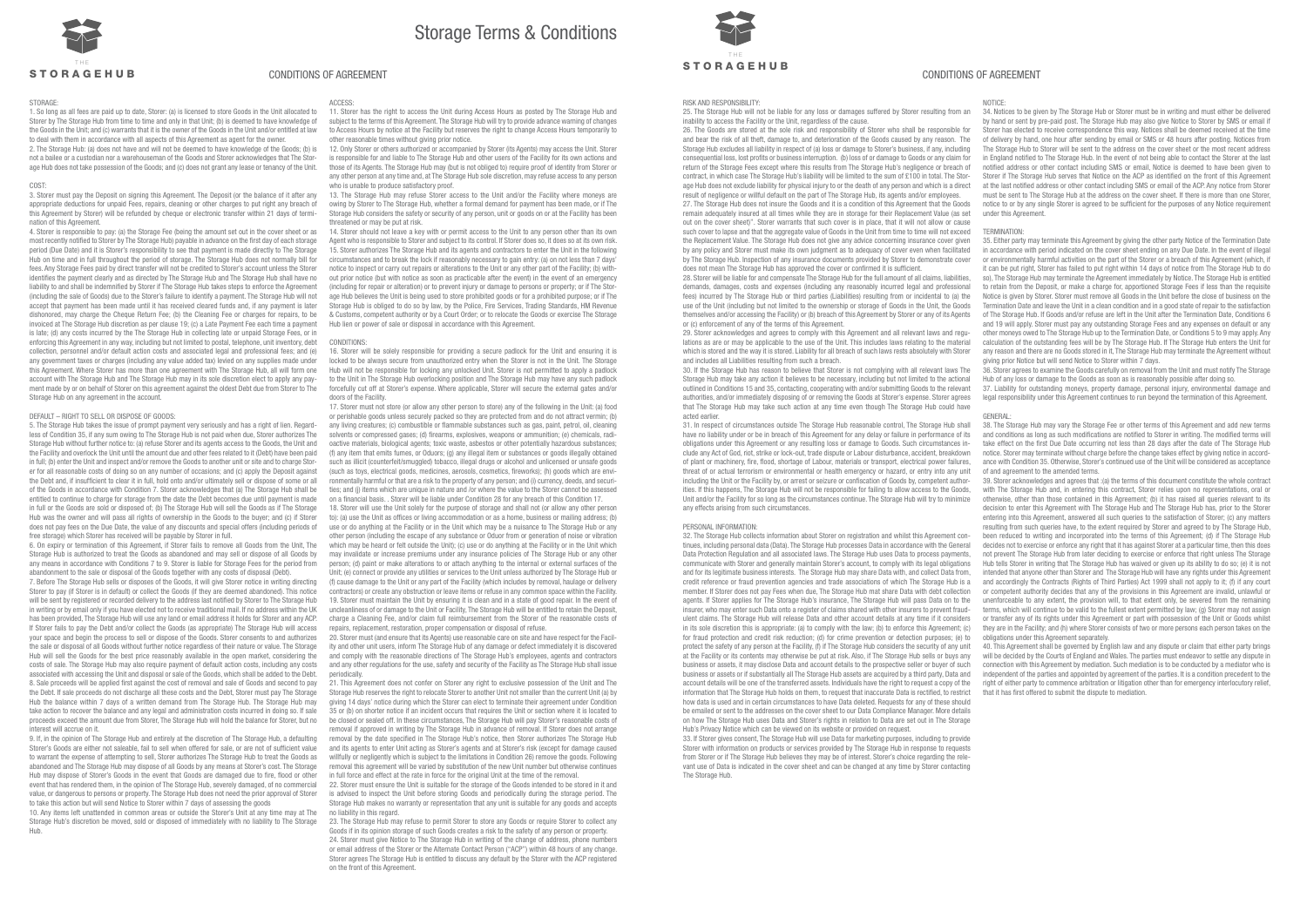# Storage Terms & Conditions

## CONDITIONS OF AGREEMENT

### STORAGE:

1. So long as all fees are paid up to date, Storer: (a) is licensed to store Goods in the Unit allocated to Storer by The Storage Hub from time to time and only in that Unit; (b) is deemed to have knowledge of the Goods in the Unit; and (c) warrants that it is the owner of the Goods in the Unit and/or entitled at law to deal with them in accordance with all aspects of this Agreement as agent for the owner.

2. The Storage Hub: (a) does not have and will not be deemed to have knowledge of the Goods; (b) is not a bailee or a custodian nor a warehouseman of the Goods and Storer acknowledges that The Storage Hub does not take possession of the Goods; and (c) does not grant any lease or tenancy of the Unit.

### COST:

3. Storer must pay the Deposit on signing this Agreement. The Deposit (or the balance of it after any appropriate deductions for unpaid Fees, repairs, cleaning or other charges to put right any breach of this Agreement by Storer) will be refunded by cheque or electronic transfer within 21 days of termination of this Agreement.

4. Storer is responsible to pay: (a) the Storage Fee (being the amount set out in the cover sheet or as most recently notified to Storer by The Storage Hub) payable in advance on the first day of each storage period (Due Date) and it is Storer's responsibility to see that payment is made directly to The Storage Hub on time and in full throughout the period of storage. The Storage Hub does not normally bill for fees. Any Storage Fees paid by direct transfer will not be credited to Storer's account unless the Storer identifies the payment clearly and as directed by The Storage Hub and The Storage Hub shall have no liability to and shall be indemnified by Storer if The Storage Hub takes steps to enforce the Agreement (including the sale of Goods) due to the Storer's failure to identify a payment. The Storage Hub will not accept that payment has been made until it has received cleared funds and, if any payment is later dishonored, may charge the Cheque Return Fee; (b) the Cleaning Fee or charges for repairs, to be invoiced at The Storage Hub discretion as per clause 19; (c) a Late Payment Fee each time a payment is late; (d) any costs incurred by the The Storage Hub in collecting late or unpaid Storage Fees, or in enforcing this Agreement in any way, including but not limited to postal, telephone, unit inventory, debt collection, personnel and/or default action costs and associated legal and professional fees; and (e) any government taxes or charges (including any value added tax) levied on any supplies made under this Agreement. Where Storer has more than one agreement with The Storage Hub, all will form one account with The Storage Hub and The Storage Hub may in its sole discretion elect to apply any payment made by or on behalf of Storer on this agreement against the oldest Debt due from Storer to The Storage Hub on any agreement in the account.

### DEFAULT – RIGHT TO SELL OR DISPOSE OF GOODS:

5. The Storage Hub takes the issue of prompt payment very seriously and has a right of lien. Regardless of Condition 35, if any sum owing to The Storage Hub is not paid when due, Storer authorizes The Storage Hub without further notice to: (a) refuse Storer and its agents access to the Goods, the Unit and the Facility and overlock the Unit until the amount due and other fees related to it (Debt) have been paid in full; (b) enter the Unit and inspect and/or remove the Goods to another unit or site and to charge Storer for all reasonable costs of doing so on any number of occasions; and (c) apply the Deposit against the Debt and, if insufficient to clear it in full, hold onto and/or ultimately sell or dispose of some or all of the Goods in accordance with Condition 7. Storer acknowledges that (a) The Storage Hub shall be entitled to continue to charge for storage from the date the Debt becomes due until payment is made in full or the Goods are sold or disposed of; (b) The Storage Hub will sell the Goods as if The Storage Hub was the owner and will pass all rights of ownership in the Goods to the buyer; and (c) if Storer does not pay fees on the Due Date, the value of any discounts and special offers (including periods of free storage) which Storer has received will be payable by Storer in full.

6. On expiry or termination of this Agreement, if Storer fails to remove all Goods from the Unit, The Storage Hub is authorized to treat the Goods as abandoned and may sell or dispose of all Goods by any means in accordance with Conditions 7 to 9. Storer is liable for Storage Fees for the period from abandonment to the sale or disposal of the Goods together with any costs of disposal (Debt).

7. Before The Storage Hub sells or disposes of the Goods, it will give Storer notice in writing directing Storer to pay (if Storer is in default) or collect the Goods (if they are deemed abandoned). This notice will be sent by registered or recorded delivery to the address last notified by Storer to The Storage Hub in writing or by email only if you have elected not to receive traditional mail. If no address within the UK has been provided, The Storage Hub will use any land or email address it holds for Storer and any ACP. If Storer fails to pay the Debt and/or collect the Goods (as appropriate) The Storage Hub will access your space and begin the process to sell or dispose of the Goods. Storer consents to and authorizes the sale or disposal of all Goods without further notice regardless of their nature or value. The Storage Hub will sell the Goods for the best price reasonably available in the open market, considering the costs of sale. The Storage Hub may also require payment of default action costs, including any costs associated with accessing the Unit and disposal or sale of the Goods, which shall be added to the Debt.

8. Sale proceeds will be applied first against the cost of removal and sale of Goods and second to pay the Debt. If sale proceeds do not discharge all these costs and the Debt, Storer must pay The Storage Hub the balance within 7 days of a written demand from The Storage Hub. The Storage Hub may take action to recover the balance and any legal and administration costs incurred in doing so. If sale proceeds exceed the amount due from Storer, The Storage Hub will hold the balance for Storer, but no interest will accrue on it.

9. If, in the opinion of The Storage Hub and entirely at the discretion of The Storage Hub, a defaulting Storer's Goods are either not saleable, fail to sell when offered for sale, or are not of sufficient value to warrant the expense of attempting to sell, Storer authorizes The Storage Hub to treat the Goods as abandoned and The Storage Hub may dispose of all Goods by any means at Storer's cost. The Storage Hub may dispose of Storer's Goods in the event that Goods are damaged due to fire, flood or other event that has rendered them, in the opinion of The Storage Hub, severely damaged, of no commercial value, or dangerous to persons or property. The Storage Hub does not need the prior approval of Storer to take this action but will send Notice to Storer within 7 days of assessing the goods

10. Any items left unattended in common areas or outside the Storer's Unit at any time may at The Storage Hub's discretion be moved, sold or disposed of immediately with no liability to The Storage Hub.

### ACCESS:

11. Storer has the right to access the Unit during Access Hours as posted by The Storage Hub and subject to the terms of this Agreement. The Storage Hub will try to provide advance warning of changes to Access Hours by notice at the Facility but reserves the right to change Access Hours temporarily to other reasonable times without giving prior notice.

12. Only Storer or others authorized or accompanied by Storer (its Agents) may access the Unit. Storer is responsible for and liable to The Storage Hub and other users of the Facility for its own actions and those of its Agents. The Storage Hub may (but is not obliged to) require proof of identity from Storer or any other person at any time and, at The Storage Hub sole discretion, may refuse access to any person who is unable to produce satisfactory proof.

13. The Storage Hub may refuse Storer access to the Unit and/or the Facility where moneys are owing by Storer to The Storage Hub, whether a formal demand for payment has been made, or if The Storage Hub considers the safety or security of any person, unit or goods on or at the Facility has been threatened or may be put at risk.

14. Storer should not leave a key with or permit access to the Unit to any person other than its own Agent who is responsible to Storer and subject to its control. If Storer does so, it does so at its own risk.

15. Storer authorizes The Storage Hub and its agents and contractors to enter the Unit in the following circumstances and to break the lock if reasonably necessary to gain entry: (a) on not less than 7 days' notice to inspect or carry out repairs or alterations to the Unit or any other part of the Facility; (b) without prior notice (but with notice as soon as practicable after the event) in the event of an emergency (including for repair or alteration) or to prevent injury or damage to persons or property; or if The Storage Hub believes the Unit is being used to store prohibited goods or for a prohibited purpose; or if The Storage Hub is obliged to do so by law, by the Police, Fire Services, Trading Standards, HM Revenue & Customs, competent authority or by a Court Order; or to relocate the Goods or exercise The Storage Hub lien or power of sale or disposal in accordance with this Agreement.

### CONDITIONS:

16. Storer will be solely responsible for providing a secure padlock for the Unit and ensuring it is locked to be always secure from unauthorized entry when the Storer is not in the Unit. The Storage Hub will not be responsible for locking any unlocked Unit. Storer is not permitted to apply a padlock to the Unit in The Storage Hub overlocking position and The Storage Hub may have any such padlock forcefully cut off at Storer's expense. Where applicable, Storer will secure the external gates and/or doors of the Facility.

17. Storer must not store (or allow any other person to store) any of the following in the Unit: (a) food or perishable goods unless securely packed so they are protected from and do not attract vermin; (b) any living creatures; (c) combustible or flammable substances such as gas, paint, petrol, oil, cleaning solvents or compressed gases; (d) firearms, explosives, weapons or ammunition; (e) chemicals, radioactive materials, biological agents; toxic waste, asbestos or other potentially hazardous substances; (f) any item that emits fumes, or Odours; (g) any illegal item or substances or goods illegally obtained such as illicit (counterfeit/smuggled) tobacco, illegal drugs or alcohol and unlicensed or unsafe goods (such as toys, electrical goods, medicines, aerosols, cosmetics, fireworks); (h) goods which are environmentally harmful or that are a risk to the property of any person; and (i) currency, deeds, and securities; and (j) items which are unique in nature and /or where the value to the Storer cannot be assessed on a financial basis. . Storer will be liable under Condition 28 for any breach of this Condition 17.

18. Storer will use the Unit solely for the purpose of storage and shall not (or allow any other person to): (a) use the Unit as offices or living accommodation or as a home, business or mailing address; (b) use or do anything at the Facility or in the Unit which may be a nuisance to The Storage Hub or any other person (including the escape of any substance or Oduor from or generation of noise or vibration which may be heard or felt outside the Unit); (c) use or do anything at the Facility or in the Unit which may invalidate or increase premiums under any insurance policies of The Storage Hub or any other person; (d) paint or make alterations to or attach anything to the internal or external surfaces of the Unit; (e) connect or provide any utilities or services to the Unit unless authorized by The Storage Hub or (f) cause damage to the Unit or any part of the Facility (which includes by removal, haulage or delivery contractors) or create any obstruction or leave items or refuse in any common space within the Facility.

19. Storer must maintain the Unit by ensuring it is clean and in a state of good repair. In the event of uncleanliness of or damage to the Unit or Facility, The Storage Hub will be entitled to retain the Deposit, charge a Cleaning Fee, and/or claim full reimbursement from the Storer of the reasonable costs of repairs, replacement, restoration, proper compensation or disposal of refuse.

20. Storer must (and ensure that its Agents) use reasonable care on site and have respect for the Facility and other unit users, inform The Storage Hub of any damage or defect immediately it is discovered and comply with the reasonable directions of The Storage Hub's employees, agents and contractors and any other regulations for the use, safety and security of the Facility as The Storage Hub shall issue periodically.

21. This Agreement does not confer on Storer any right to exclusive possession of the Unit and The Storage Hub reserves the right to relocate Storer to another Unit not smaller than the current Unit (a) by giving 14 days' notice during which the Storer can elect to terminate their agreement under Condition 35 or (b) on shorter notice if an incident occurs that requires the Unit or section where it is located to be closed or sealed off. In these circumstances, The Storage Hub will pay Storer's reasonable costs of removal if approved in writing by The Storage Hub in advance of removal. If Storer does not arrange removal by the date specified in The Storage Hub's notice, then Storer authorizes The Storage Hub and its agents to enter Unit acting as Storer's agents and at Storer's risk (except for damage caused willfully or negligently which is subject to the limitations in Condition 26) remove the goods. Following removal this agreement will be varied by substitution of the new Unit number but otherwise continues in full force and effect at the rate in force for the original Unit at the time of the removal.

22. Storer must ensure the Unit is suitable for the storage of the Goods intended to be stored in it and is advised to inspect the Unit before storing Goods and periodically during the storage period. The Storage Hub makes no warranty or representation that any unit is suitable for any goods and accepts no liability in this regard.

23. The Storage Hub may refuse to permit Storer to store any Goods or require Storer to collect any Goods if in its opinion storage of such Goods creates a risk to the safety of any person or property.

24. Storer must give Notice to The Storage Hub in writing of the change of address, phone numbers or email address of the Storer or the Alternate Contact Person ("ACP") within 48 hours of any change. Storer agrees The Storage Hub is entitled to discuss any default by the Storer with the ACP registered on the front of this Agreement.

### RISK AND RESPONSIBILITY:

25. The Storage Hub will not be liable for any loss or damages suffered by Storer resulting from an inability to access the Facility or the Unit, regardless of the cause.

26. The Goods are stored at the sole risk and responsibility of Storer who shall be responsible for and bear the risk of all theft, damage to, and deterioration of the Goods caused by any reason. The Storage Hub excludes all liability in respect of (a) loss or damage to Storer's business, if any, including consequential loss, lost profits or business interruption. (b) loss of or damage to Goods or any claim for return of the Storage Fees except where this results from The Storage Hub's negligence or breach of contract, in which case The Storage Hub's liability will be limited to the sum of £100 in total. The Storage Hub does not exclude liability for physical injury to or the death of any person and which is a direct result of negligence or willful default on the part of The Storage Hub, its agents and/or employees.

27. The Storage Hub does not insure the Goods and it is a condition of this Agreement that the Goods remain adequately insured at all times while they are in storage for their Replacement Value (as set out on the cover sheet)". Storer warrants that such cover is in place, that it will not allow or cause such cover to lapse and that the aggregate value of Goods in the Unit from time to time will not exceed the Replacement Value. The Storage Hub does not give any advice concerning insurance cover given by any policy and Storer must make its own judgment as to adequacy of cover even when facilitated by The Storage Hub. Inspection of any insurance documents provided by Storer to demonstrate cover does not mean The Storage Hub has approved the cover or confirmed it is sufficient.

28. Storer will be liable for and compensate The Storage Hub for the full amount of all claims, liabilities, demands, damages, costs and expenses (including any reasonably incurred legal and professional fees) incurred by The Storage Hub or third parties (Liabilities) resulting from or incidental to (a) the use of the Unit (including but not limited to the ownership or storage of Goods in the Unit, the Goods themselves and/or accessing the Facility) or (b) breach of this Agreement by Storer or any of its Agents or (c) enforcement of any of the terms of this Agreement.

29. Storer acknowledges and agrees to comply with this Agreement and all relevant laws and regulations as are or may be applicable to the use of the Unit. This includes laws relating to the material which is stored and the way it is stored. Liability for all breach of such laws rests absolutely with Storer and includes all Liabilities resulting from such a breach.

30. If the Storage Hub has reason to believe that Storer is not complying with all relevant laws The Storage Hub may take any action it believes to be necessary, including but not limited to the actional outlined in Conditions 15 and 35, contacting, cooperating with and/or submitting Goods to the relevant authorities, and/or immediately disposing of or removing the Goods at Storer's expense. Storer agrees that The Storage Hub may take such action at any time even though The Storage Hub could have acted earlier.

31. In respect of circumstances outside The Storage Hub reasonable control, The Storage Hub shall have no liability under or be in breach of this Agreement for any delay or failure in performance of its obligations under this Agreement or any resulting loss or damage to Goods. Such circumstances include any Act of God, riot, strike or lock-out, trade dispute or Labour disturbance, accident, breakdown of plant or machinery, fire, flood, shortage of Labour, materials or transport, electrical power failures, threat of or actual terrorism or environmental or health emergency or hazard, or entry into any unit including the Unit or the Facility by, or arrest or seizure or confiscation of Goods by, competent authorities. If this happens, The Storage Hub will not be responsible for failing to allow access to the Goods, Unit and/or the Facility for so long as the circumstances continue. The Storage Hub will try to minimize any effects arising from such circumstances.

### PERSONAL INFORMATION:

32. The Storage Hub collects information about Storer on registration and whilst this Agreement continues, including personal data (Data). The Storage Hub processes Data in accordance with the General Data Protection Regulation and all associated laws. The Storage Hub uses Data to process payments, communicate with Storer and generally maintain Storer's account, to comply with its legal obligations and for its legitimate business interests. The Storage Hub may share Data with, and collect Data from, credit reference or fraud prevention agencies and trade associations of which The Storage Hub is a member. If Storer does not pay Fees when due, The Storage Hub mat share Data with debt collection agents. If Storer applies for The Storage Hub's insurance, The Storage Hub will pass Data on to the insurer, who may enter such Data into a register of claims shared with other insurers to prevent fraudulent claims. The Storage Hub will release Data and other account details at any time if it considers in its sole discretion this is appropriate: (a) to comply with the law; (b) to enforce this Agreement; (c) for fraud protection and credit risk reduction; (d) for crime prevention or detection purposes; (e) to protect the safety of any person at the Facility, (f) if The Storage Hub considers the security of any unit at the Facility or its contents may otherwise be put at risk. Also, if The Storage Hub sells or buys any business or assets, it may disclose Data and account details to the prospective seller or buyer of such business or assets or if substantially all The Storage Hub assets are acquired by a third party, Data and account details will be one of the transferred assets. Individuals have the right to request a copy of the information that The Storage Hub holds on them, to request that inaccurate Data is rectified, to restrict how data is used and in certain circumstances to have Data deleted. Requests for any of these should be emailed or sent to the addresses on the cover sheet to our Data Compliance Manager. More details on how The Storage Hub uses Data and Storer's rights in relation to Data are set out in The Storage Hub's Privacy Notice which can be viewed on its website or provided on request.

33. If Storer gives consent, The Storage Hub will use Data for marketing purposes, including to provide Storer with information on products or services provided by The Storage Hub in response to requests from Storer or if The Storage Hub believes they may be of interest. Storer's choice regarding the relevant use of Data is indicated in the cover sheet and can be changed at any time by Storer contacting The Storage Hub.

### NOTICE:

34. Notices to be given by The Storage Hub or Storer must be in writing and must either be delivered by hand or sent by pre-paid post. The Storage Hub may also give Notice to Storer by SMS or email if Storer has elected to receive correspondence this way. Notices shall be deemed received at the time of delivery by hand, one hour after sending by email or SMS or 48 hours after posting. Notices from The Storage Hub to Storer will be sent to the address on the cover sheet or the most recent address in England notified to The Storage Hub. In the event of not being able to contact the Storer at the last notified address or other contact including SMS or email, Notice is deemed to have been given to Storer if The Storage Hub serves that Notice on the ACP as identified on the front of this Agreement at the last notified address or other contact including SMS or email of the ACP. Any notice from Storer must be sent to The Storage Hub at the address on the cover sheet. If there is more than one Storer, notice to or by any single Storer is agreed to be sufficient for the purposes of any Notice requirement under this Agreement.

### TERMINATION:

35. Either party may terminate this Agreement by giving the other party Notice of the Termination Date in accordance with period indicated on the cover sheet ending on any Due Date. In the event of illegal or environmentally harmful activities on the part of the Storer or a breach of this Agreement (which, if it can be put right, Storer has failed to put right within 14 days of notice from The Storage Hub to do so), The Storage Hub may terminate the Agreement immediately by Notice. The Storage Hub is entitled to retain from the Deposit, or make a charge for, apportioned Storage Fees if less than the requisite Notice is given by Storer. Storer must remove all Goods in the Unit before the close of business on the Termination Date and leave the Unit in a clean condition and in a good state of repair to the satisfaction of The Storage Hub. If Goods and/or refuse are left in the Unit after the Termination Date, Conditions 6 and 19 will apply. Storer must pay any outstanding Storage Fees and any expenses on default or any other moneys owed to The Storage Hub up to the Termination Date, or Conditions 5 to 9 may apply. Any calculation of the outstanding fees will be by The Storage Hub. If The Storage Hub enters the Unit for any reason and there are no Goods stored in it, The Storage Hub may terminate the Agreement without giving prior Notice but will send Notice to Storer within 7 days.

36. Storer agrees to examine the Goods carefully on removal from the Unit and must notify The Storage Hub of any loss or damage to the Goods as soon as is reasonably possible after doing so.

37. Liability for outstanding moneys, property damage, personal injury, environmental damage and legal responsibility under this Agreement continues to run beyond the termination of this Agreement.

### GENERAL:

38. The Storage Hub may vary the Storage Fee or other terms of this Agreement and add new terms and conditions as long as such modifications are notified to Storer in writing. The modified terms will take effect on the first Due Date occurring not less than 28 days after the date of The Storage Hub notice. Storer may terminate without charge before the change takes effect by giving notice in accordance with Condition 35. Otherwise, Storer's continued use of the Unit will be considered as acceptance of and agreement to the amended terms.

39. Storer acknowledges and agrees that :(a) the terms of this document constitute the whole contract with The Storage Hub and, in entering this contract, Storer relies upon no representations, oral or otherwise, other than those contained in this Agreement; (b) it has raised all queries relevant to its decision to enter this Agreement with The Storage Hub and The Storage Hub has, prior to the Storer entering into this Agreement, answered all such queries to the satisfaction of Storer; (c) any matters resulting from such queries have, to the extent required by Storer and agreed to by The Storage Hub, been reduced to writing and incorporated into the terms of this Agreement; (d) if The Storage Hub decides not to exercise or enforce any right that it has against Storer at a particular time, then this does not prevent The Storage Hub from later deciding to exercise or enforce that right unless The Storage Hub tells Storer in writing that The Storage Hub has waived or given up its ability to do so; (e) it is not intended that anyone other than Storer and The Storage Hub will have any rights under this Agreement and accordingly the Contracts (Rights of Third Parties) Act 1999 shall not apply to it; (f) if any court or competent authority decides that any of the provisions in this Agreement are invalid, unlawful or unenforceable to any extent, the provision will, to that extent only, be severed from the remaining terms, which will continue to be valid to the fullest extent permitted by law; (g) Storer may not assign or transfer any of its rights under this Agreement or part with possession of the Unit or Goods whilst they are in the Facility; and (h) where Storer consists of two or more persons each person takes on the obligations under this Agreement separately.

40. This Agreement shall be governed by English law and any dispute or claim that either party brings will be decided by the Courts of England and Wales. The parties must endeavor to settle any dispute in connection with this Agreement by mediation. Such mediation is to be conducted by a mediator who is independent of the parties and appointed by agreement of the parties. It is a condition precedent to the right of either party to commence arbitration or litigation other than for emergency interlocutory relief, that it has first offered to submit the dispute to mediation.